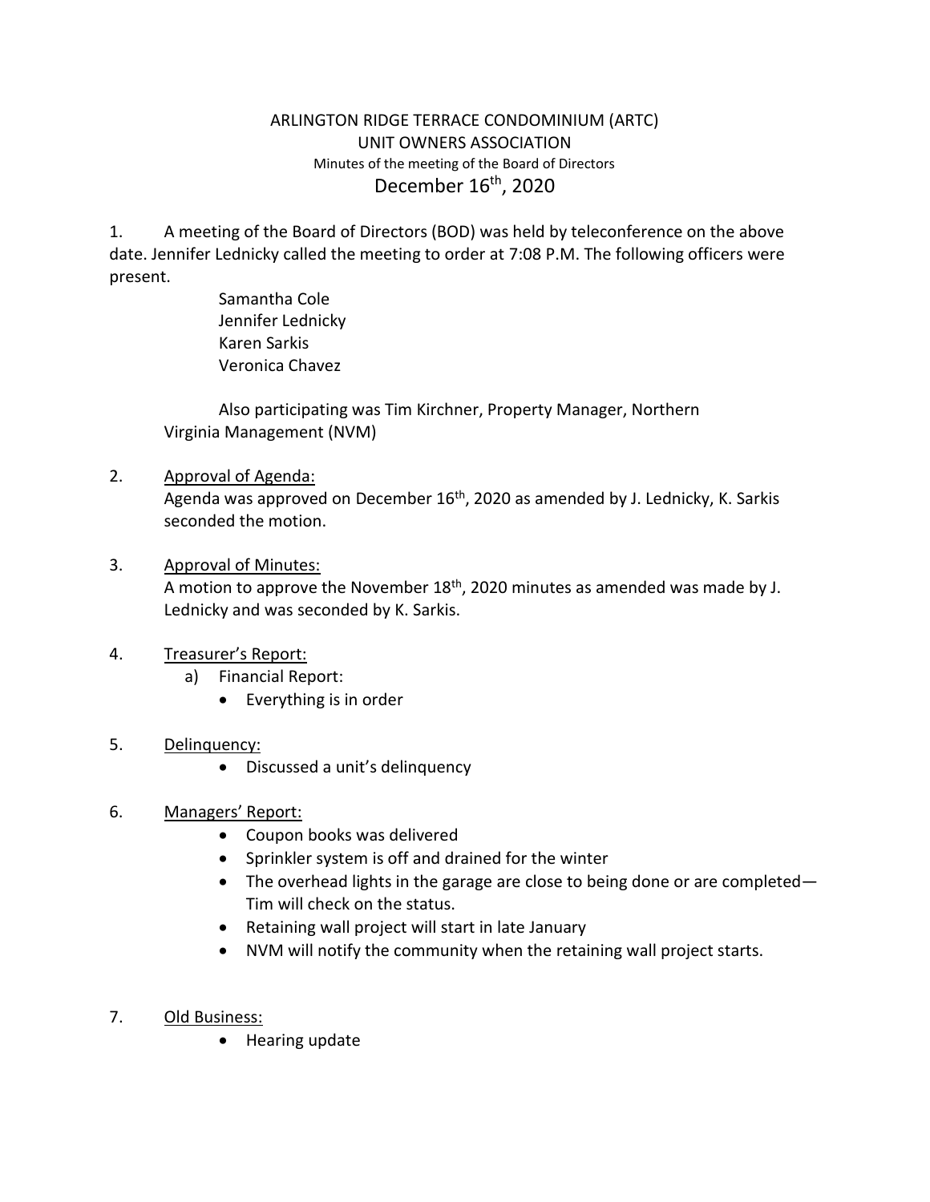# ARLINGTON RIDGE TERRACE CONDOMINIUM (ARTC)
## UNIT OWNERS ASSOCIATION
### Minutes of the meeting of the Board of Directors
## December 16th, 2020

1. A meeting of the Board of Directors (BOD) was held by teleconference on the above date. Jennifer Lednicky called the meeting to order at 7:08 P.M. The following officers were present.

   Samantha Cole
   Jennifer Lednicky
   Karen Sarkis
   Veronica Chavez

   Also participating was Tim Kirchner, Property Manager, Northern Virginia Management (NVM)

2. Approval of Agenda:
   Agenda was approved on December 16th, 2020 as amended by J. Lednicky, K. Sarkis seconded the motion.

3. Approval of Minutes:
   A motion to approve the November 18th, 2020 minutes as amended was made by J. Lednicky and was seconded by K. Sarkis.

4. Treasurer's Report:
   a) Financial Report:
      - Everything is in order

5. Delinquency:
   - Discussed a unit's delinquency

6. Managers' Report:
   - Coupon books was delivered
   - Sprinkler system is off and drained for the winter
   - The overhead lights in the garage are close to being done or are completed—Tim will check on the status.
   - Retaining wall project will start in late January
   - NVM will notify the community when the retaining wall project starts.

7. Old Business:
   - Hearing update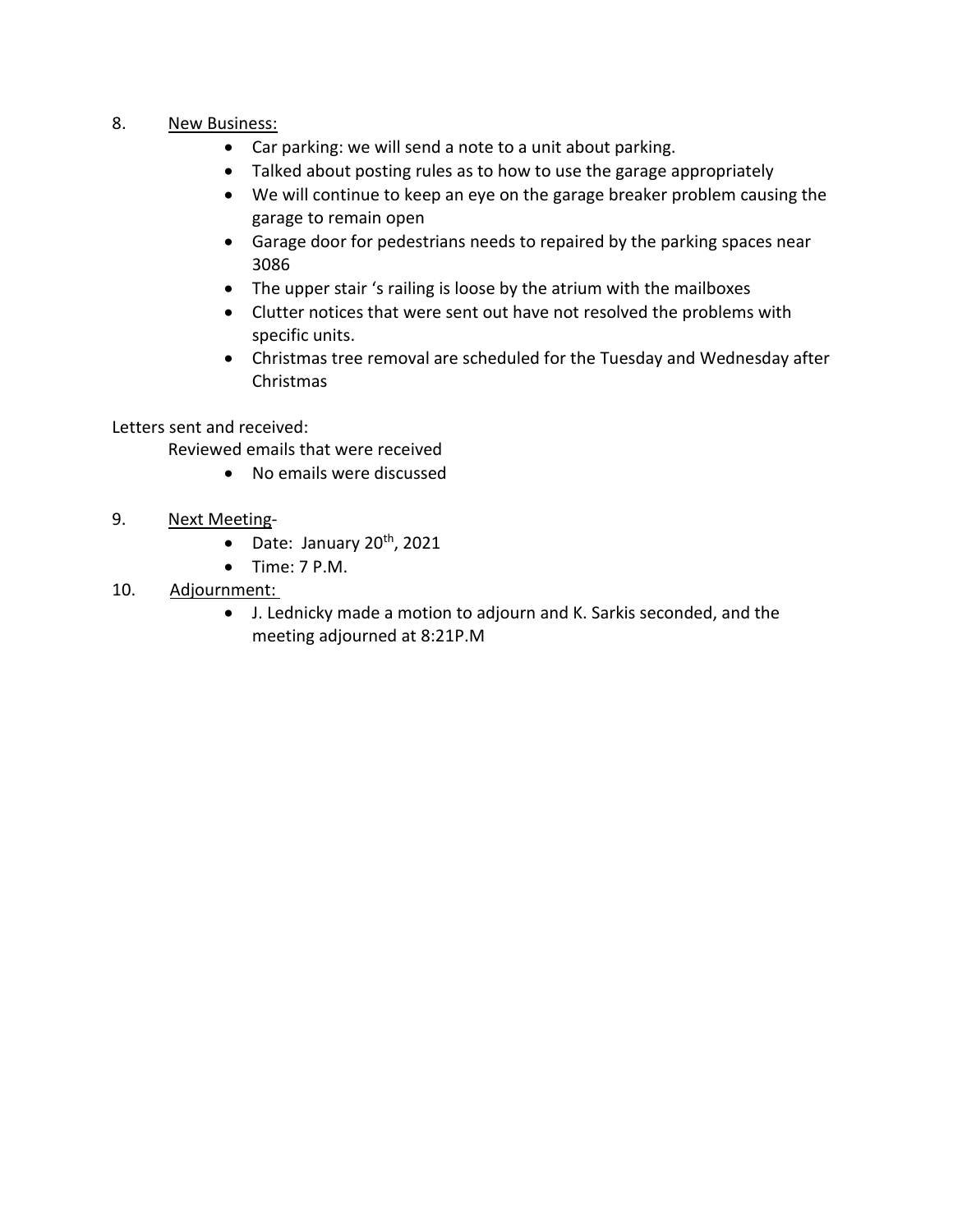8. <u>New Business:</u>
   - Car parking: we will send a note to a unit about parking.
   - Talked about posting rules as to how to use the garage appropriately
   - We will continue to keep an eye on the garage breaker problem causing the garage to remain open
   - Garage door for pedestrians needs to repaired by the parking spaces near 3086
   - The upper stair 's railing is loose by the atrium with the mailboxes
   - Clutter notices that were sent out have not resolved the problems with specific units.
   - Christmas tree removal are scheduled for the Tuesday and Wednesday after Christmas

Letters sent and received:

Reviewed emails that were received

- No emails were discussed

9. <u>Next Meeting</u>-
   - Date: January 20th, 2021
   - Time: 7 P.M.
10. <u>Adjournment:</u>
    - J. Lednicky made a motion to adjourn and K. Sarkis seconded, and the meeting adjourned at 8:21P.M